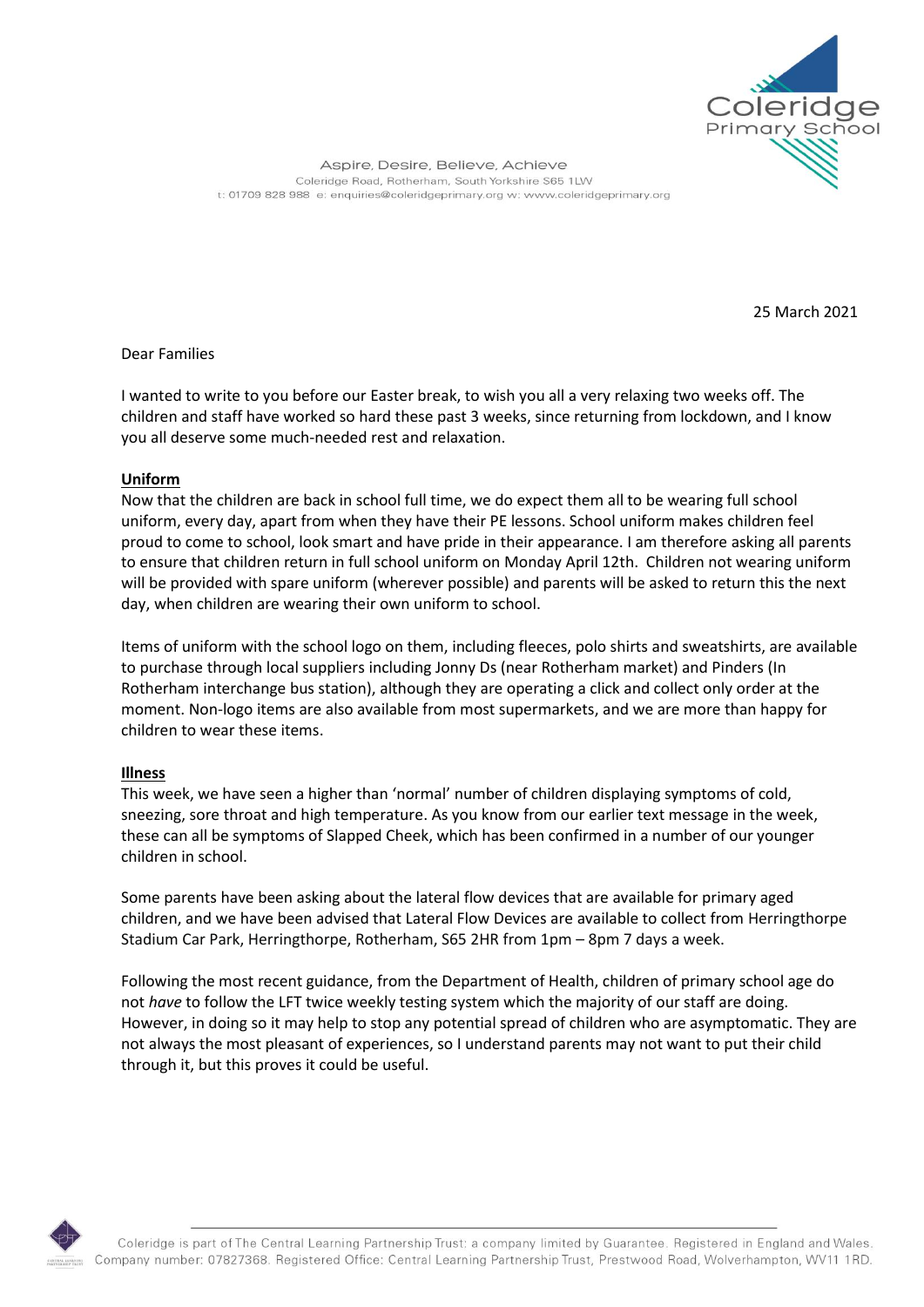Coleridge Primary School

Aspire, Desire, Believe, Achieve
Coleridge Road, Rotherham, South Yorkshire S65 1LW
t: 01709 828 988 e: enquiries@coleridgeprimary.org w: www.coleridgeprimary.org

25 March 2021

Dear Families

I wanted to write to you before our Easter break, to wish you all a very relaxing two weeks off. The children and staff have worked so hard these past 3 weeks, since returning from lockdown, and I know you all deserve some much-needed rest and relaxation.

**Uniform**

Now that the children are back in school full time, we do expect them all to be wearing full school uniform, every day, apart from when they have their PE lessons. School uniform makes children feel proud to come to school, look smart and have pride in their appearance. I am therefore asking all parents to ensure that children return in full school uniform on Monday April 12th. Children not wearing uniform will be provided with spare uniform (wherever possible) and parents will be asked to return this the next day, when children are wearing their own uniform to school.

Items of uniform with the school logo on them, including fleeces, polo shirts and sweatshirts, are available to purchase through local suppliers including Jonny Ds (near Rotherham market) and Pinders (In Rotherham interchange bus station), although they are operating a click and collect only order at the moment. Non-logo items are also available from most supermarkets, and we are more than happy for children to wear these items.

**Illness**

This week, we have seen a higher than 'normal' number of children displaying symptoms of cold, sneezing, sore throat and high temperature. As you know from our earlier text message in the week, these can all be symptoms of Slapped Cheek, which has been confirmed in a number of our younger children in school.

Some parents have been asking about the lateral flow devices that are available for primary aged children, and we have been advised that Lateral Flow Devices are available to collect from Herringthorpe Stadium Car Park, Herringthorpe, Rotherham, S65 2HR from 1pm – 8pm 7 days a week.

Following the most recent guidance, from the Department of Health, children of primary school age do not *have* to follow the LFT twice weekly testing system which the majority of our staff are doing. However, in doing so it may help to stop any potential spread of children who are asymptomatic. They are not always the most pleasant of experiences, so I understand parents may not want to put their child through it, but this proves it could be useful.

Coleridge is part of The Central Learning Partnership Trust: a company limited by Guarantee. Registered in England and Wales. Company number: 07827368. Registered Office: Central Learning Partnership Trust, Prestwood Road, Wolverhampton, WV11 1RD.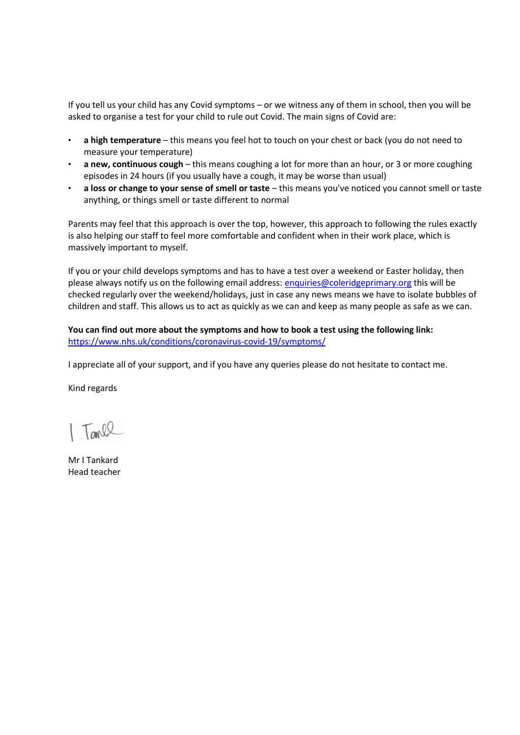If you tell us your child has any Covid symptoms – or we witness any of them in school, then you will be asked to organise a test for your child to rule out Covid. The main signs of Covid are:

- **a high temperature** – this means you feel hot to touch on your chest or back (you do not need to measure your temperature)
- **a new, continuous cough** – this means coughing a lot for more than an hour, or 3 or more coughing episodes in 24 hours (if you usually have a cough, it may be worse than usual)
- **a loss or change to your sense of smell or taste** – this means you've noticed you cannot smell or taste anything, or things smell or taste different to normal

Parents may feel that this approach is over the top, however, this approach to following the rules exactly is also helping our staff to feel more comfortable and confident when in their work place, which is massively important to myself.

If you or your child develops symptoms and has to have a test over a weekend or Easter holiday, then please always notify us on the following email address: enquiries@coleridgeprimary.org this will be checked regularly over the weekend/holidays, just in case any news means we have to isolate bubbles of children and staff. This allows us to act as quickly as we can and keep as many people as safe as we can.

**You can find out more about the symptoms and how to book a test using the following link:**
https://www.nhs.uk/conditions/coronavirus-covid-19/symptoms/

I appreciate all of your support, and if you have any queries please do not hesitate to contact me.

Kind regards

Mr I Tankard
Head teacher